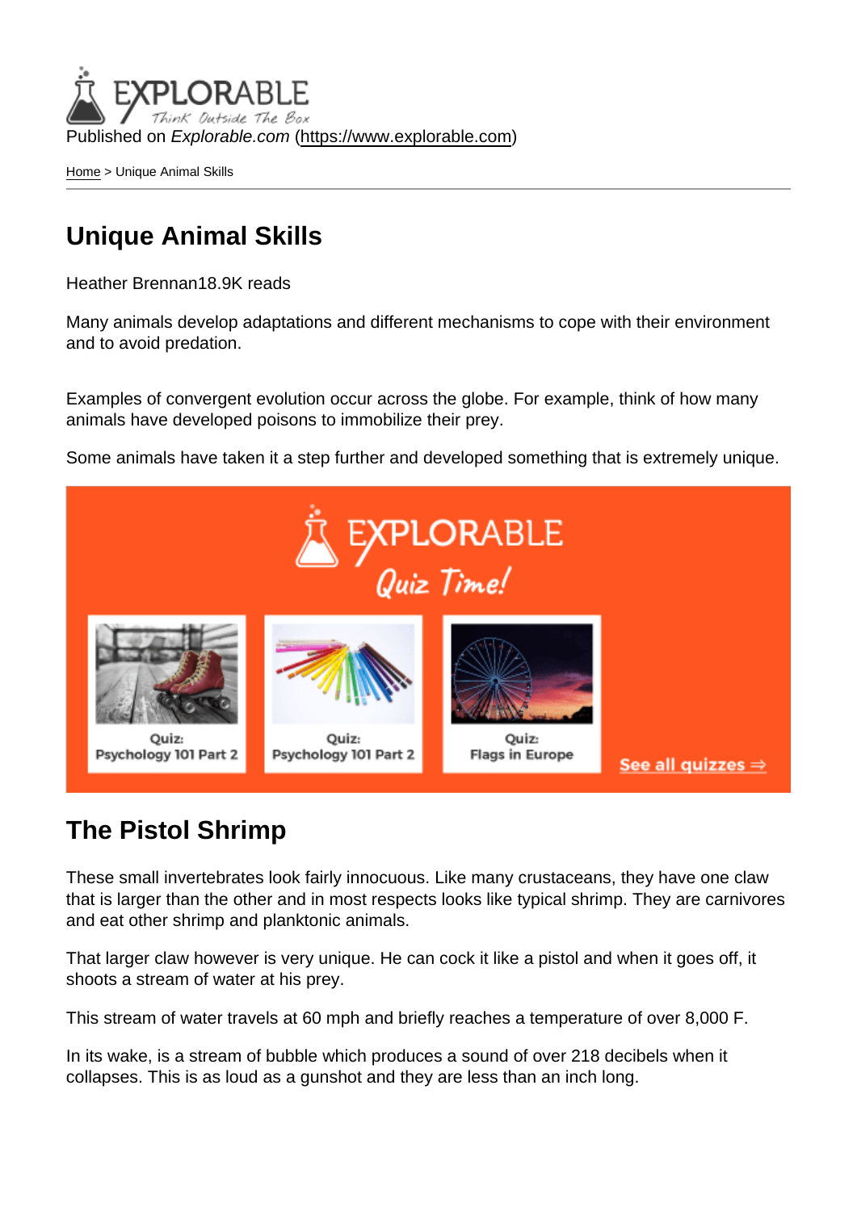Published on *Explorable.com* (https://www.explorable.com)

Home > Unique Animal Skills

# Unique Animal Skills

Heather Brennan18.9K reads

Many animals develop adaptations and different mechanisms to cope with their environment and to avoid predation.

Examples of convergent evolution occur across the globe. For example, think of how many animals have developed poisons to immobilize their prey.

Some animals have taken it a step further and developed something that is extremely unique.

## The Pistol Shrimp

These small invertebrates look fairly innocuous. Like many crustaceans, they have one claw that is larger than the other and in most respects looks like typical shrimp. They are carnivores and eat other shrimp and planktonic animals.

That larger claw however is very unique. He can cock it like a pistol and when it goes off, it shoots a stream of water at his prey.

This stream of water travels at 60 mph and briefly reaches a temperature of over 8,000 F.

In its wake, is a stream of bubble which produces a sound of over 218 decibels when it collapses. This is as loud as a gunshot and they are less than an inch long.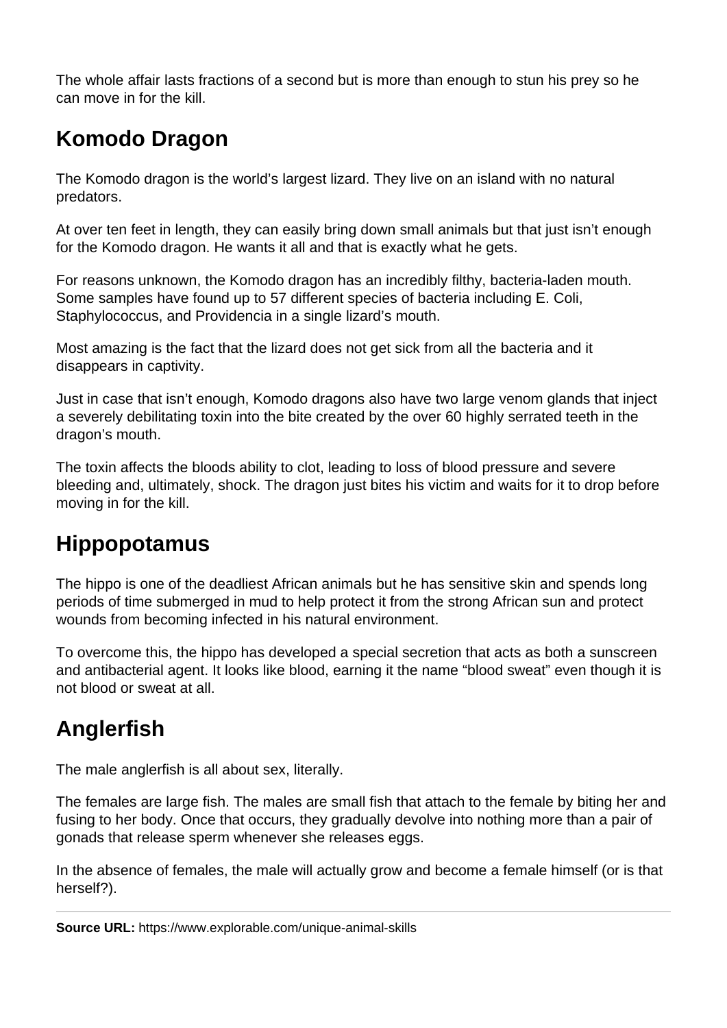The whole affair lasts fractions of a second but is more than enough to stun his prey so he can move in for the kill.

## Komodo Dragon

The Komodo dragon is the world's largest lizard. They live on an island with no natural predators.

At over ten feet in length, they can easily bring down small animals but that just isn't enough for the Komodo dragon. He wants it all and that is exactly what he gets.

For reasons unknown, the Komodo dragon has an incredibly filthy, bacteria-laden mouth. Some samples have found up to 57 different species of bacteria including E. Coli, Staphylococcus, and Providencia in a single lizard's mouth.

Most amazing is the fact that the lizard does not get sick from all the bacteria and it disappears in captivity.

Just in case that isn't enough, Komodo dragons also have two large venom glands that inject a severely debilitating toxin into the bite created by the over 60 highly serrated teeth in the dragon's mouth.

The toxin affects the bloods ability to clot, leading to loss of blood pressure and severe bleeding and, ultimately, shock. The dragon just bites his victim and waits for it to drop before moving in for the kill.

## Hippopotamus

The hippo is one of the deadliest African animals but he has sensitive skin and spends long periods of time submerged in mud to help protect it from the strong African sun and protect wounds from becoming infected in his natural environment.

To overcome this, the hippo has developed a special secretion that acts as both a sunscreen and antibacterial agent. It looks like blood, earning it the name "blood sweat" even though it is not blood or sweat at all.

## Anglerfish

The male anglerfish is all about sex, literally.

The females are large fish. The males are small fish that attach to the female by biting her and fusing to her body. Once that occurs, they gradually devolve into nothing more than a pair of gonads that release sperm whenever she releases eggs.

In the absence of females, the male will actually grow and become a female himself (or is that herself?).

**Source URL:** https://www.explorable.com/unique-animal-skills